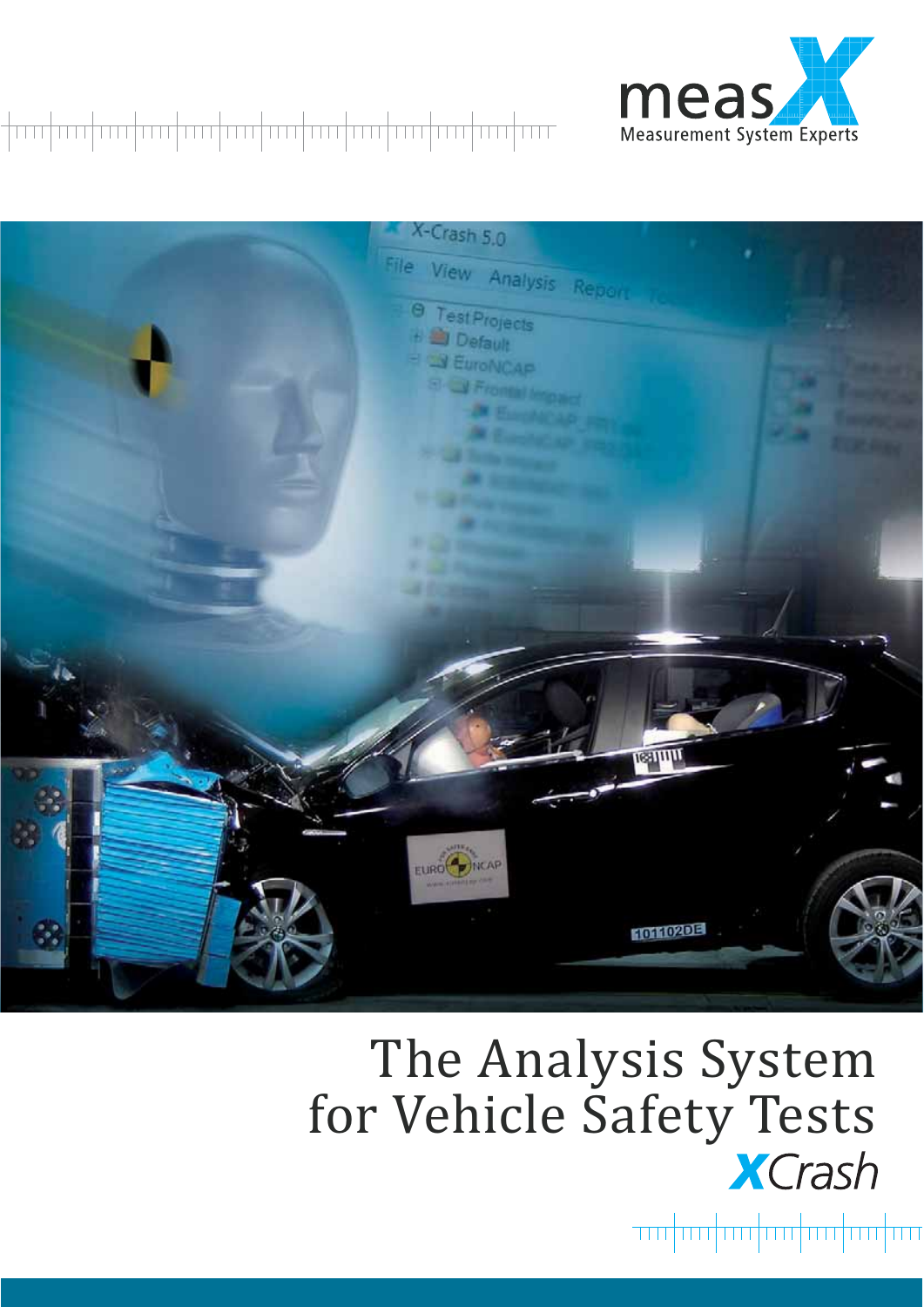measX

Measurement System Experts

# The Analysis System for Vehicle Safety Tests

**XCrash**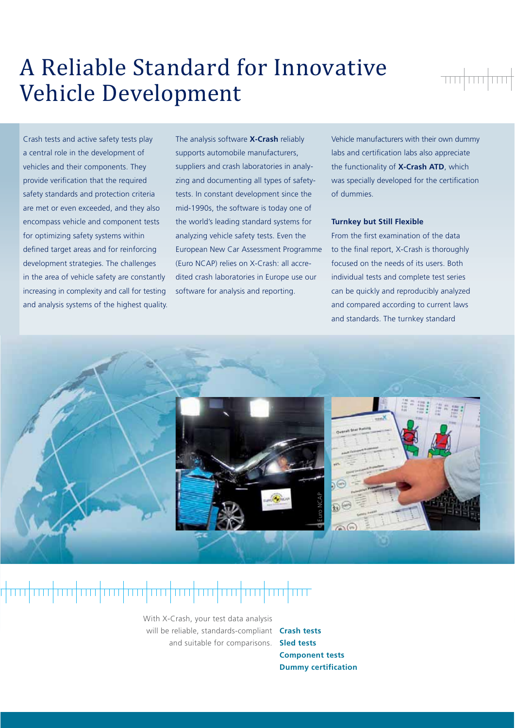# A Reliable Standard for Innovative Vehicle Development

Crash tests and active safety tests play a central role in the development of vehicles and their components. They provide verification that the required safety standards and protection criteria are met or even exceeded, and they also encompass vehicle and component tests for optimizing safety systems within defined target areas and for reinforcing development strategies. The challenges in the area of vehicle safety are constantly increasing in complexity and call for testing and analysis systems of the highest quality.

The analysis software **X-Crash** reliably supports automobile manufacturers, suppliers and crash laboratories in analyzing and documenting all types of safety-tests. In constant development since the mid-1990s, the software is today one of the world's leading standard systems for analyzing vehicle safety tests. Even the European New Car Assessment Programme (Euro NCAP) relies on X-Crash: all accredited crash laboratories in Europe use our software for analysis and reporting.

Vehicle manufacturers with their own dummy labs and certification labs also appreciate the functionality of **X-Crash ATD**, which was specially developed for the certification of dummies.

**Turnkey but Still Flexible**

From the first examination of the data to the final report, X-Crash is thoroughly focused on the needs of its users. Both individual tests and complete test series can be quickly and reproducibly analyzed and compared according to current laws and standards. The turnkey standard

© Euro NCAP

With X-Crash, your test data analysis will be reliable, standards-compliant and suitable for comparisons.

**Crash tests**
**Sled tests**
**Component tests**
**Dummy certification**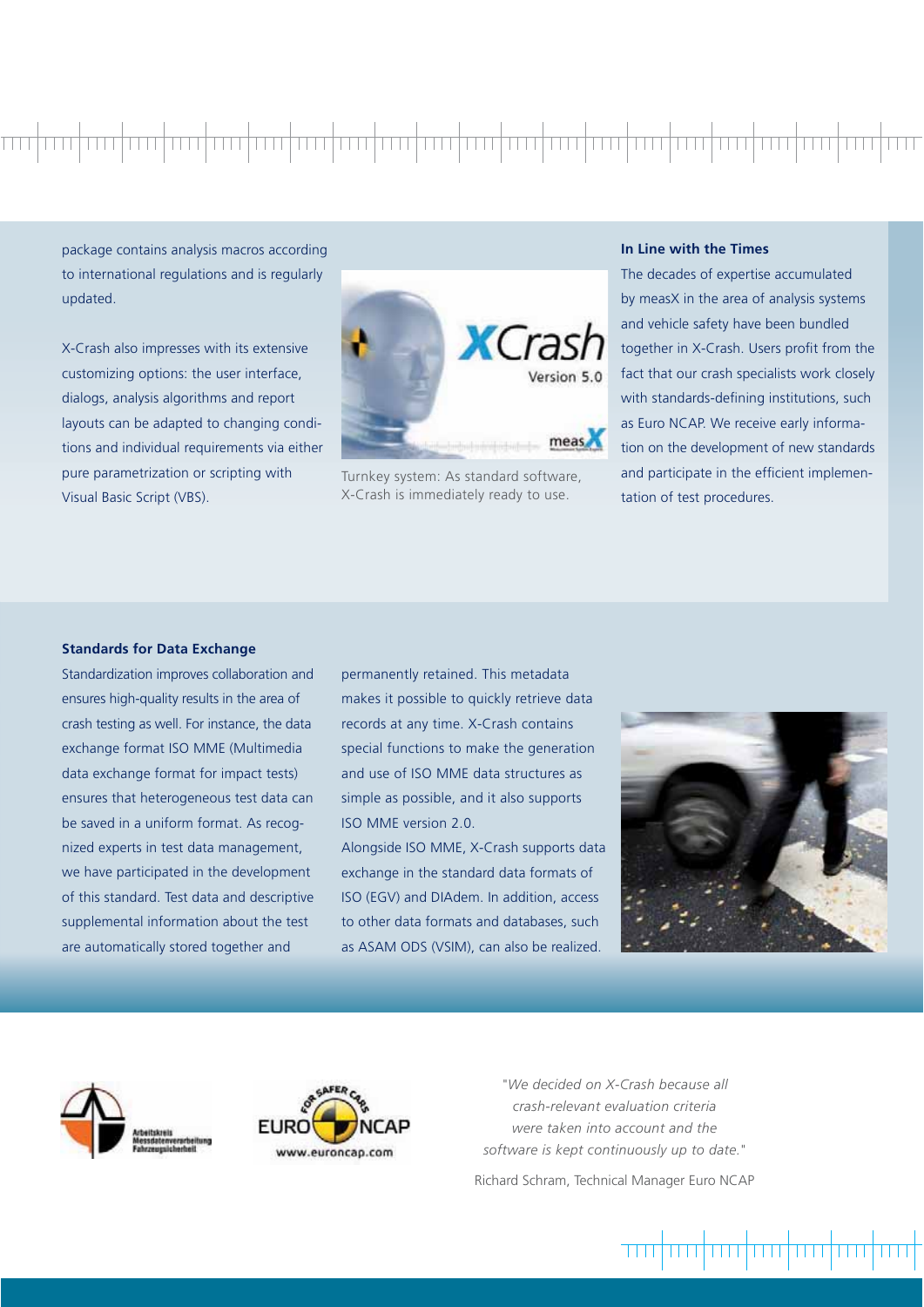package contains analysis macros according to international regulations and is regularly updated.

X-Crash also impresses with its extensive customizing options: the user interface, dialogs, analysis algorithms and report layouts can be adapted to changing conditions and individual requirements via either pure parametrization or scripting with Visual Basic Script (VBS).

Turnkey system: As standard software, X-Crash is immediately ready to use.

### In Line with the Times

The decades of expertise accumulated by measX in the area of analysis systems and vehicle safety have been bundled together in X-Crash. Users profit from the fact that our crash specialists work closely with standards-defining institutions, such as Euro NCAP. We receive early information on the development of new standards and participate in the efficient implementation of test procedures.

### Standards for Data Exchange

Standardization improves collaboration and ensures high-quality results in the area of crash testing as well. For instance, the data exchange format ISO MME (Multimedia data exchange format for impact tests) ensures that heterogeneous test data can be saved in a uniform format. As recognized experts in test data management, we have participated in the development of this standard. Test data and descriptive supplemental information about the test are automatically stored together and permanently retained. This metadata makes it possible to quickly retrieve data records at any time. X-Crash contains special functions to make the generation and use of ISO MME data structures as simple as possible, and it also supports ISO MME version 2.0.

Alongside ISO MME, X-Crash supports data exchange in the standard data formats of ISO (EGV) and DIAdem. In addition, access to other data formats and databases, such as ASAM ODS (VSIM), can also be realized.

*"We decided on X-Crash because all crash-relevant evaluation criteria were taken into account and the software is kept continuously up to date."*

Richard Schram, Technical Manager Euro NCAP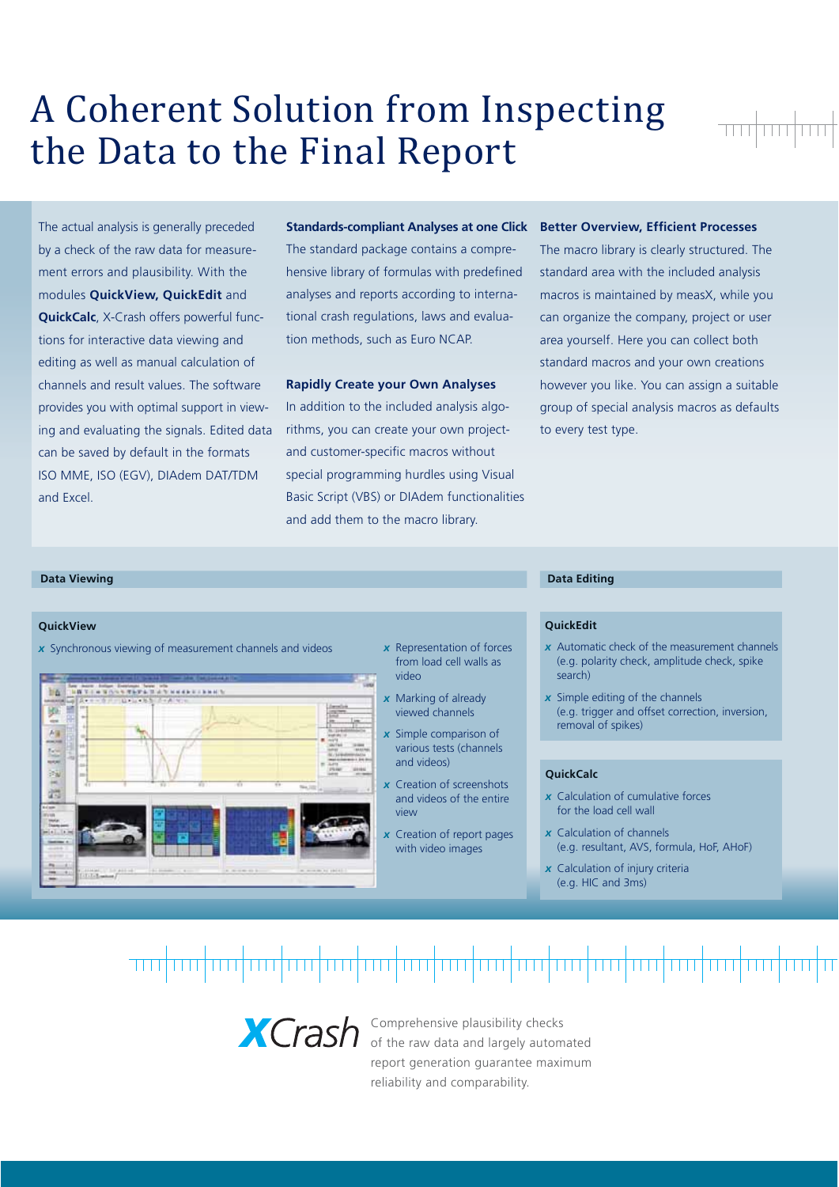# A Coherent Solution from Inspecting the Data to the Final Report

The actual analysis is generally preceded by a check of the raw data for measurement errors and plausibility. With the modules **QuickView, QuickEdit** and **QuickCalc**, X-Crash offers powerful functions for interactive data viewing and editing as well as manual calculation of channels and result values. The software provides you with optimal support in viewing and evaluating the signals. Edited data can be saved by default in the formats ISO MME, ISO (EGV), DIAdem DAT/TDM and Excel.

**Standards-compliant Analyses at one Click**

The standard package contains a comprehensive library of formulas with predefined analyses and reports according to international crash regulations, laws and evaluation methods, such as Euro NCAP.

**Rapidly Create your Own Analyses**

In addition to the included analysis algorithms, you can create your own project- and customer-specific macros without special programming hurdles using Visual Basic Script (VBS) or DIAdem functionalities and add them to the macro library.

**Better Overview, Efficient Processes**

The macro library is clearly structured. The standard area with the included analysis macros is maintained by measX, while you can organize the company, project or user area yourself. Here you can collect both standard macros and your own creations however you like. You can assign a suitable group of special analysis macros as defaults to every test type.

## Data Viewing

### QuickView

- Synchronous viewing of measurement channels and videos
- Representation of forces from load cell walls as video
- Marking of already viewed channels
- Simple comparison of various tests (channels and videos)
- Creation of screenshots and videos of the entire view
- Creation of report pages with video images

## Data Editing

### QuickEdit

- Automatic check of the measurement channels (e.g. polarity check, amplitude check, spike search)
- Simple editing of the channels (e.g. trigger and offset correction, inversion, removal of spikes)

### QuickCalc

- Calculation of cumulative forces for the load cell wall
- Calculation of channels (e.g. resultant, AVS, formula, HoF, AHoF)
- Calculation of injury criteria (e.g. HIC and 3ms)

**XCrash** Comprehensive plausibility checks of the raw data and largely automated report generation guarantee maximum reliability and comparability.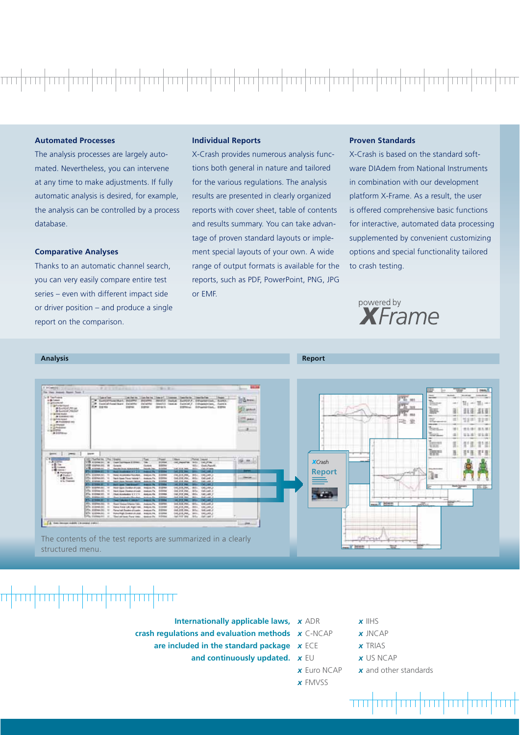### Automated Processes

The analysis processes are largely automated. Nevertheless, you can intervene at any time to make adjustments. If fully automatic analysis is desired, for example, the analysis can be controlled by a process database.

### Comparative Analyses

Thanks to an automatic channel search, you can very easily compare entire test series – even with different impact side or driver position – and produce a single report on the comparison.

### Individual Reports

X-Crash provides numerous analysis functions both general in nature and tailored for the various regulations. The analysis results are presented in clearly organized reports with cover sheet, table of contents and results summary. You can take advantage of proven standard layouts or implement special layouts of your own. A wide range of output formats is available for the reports, such as PDF, PowerPoint, PNG, JPG or EMF.

### Proven Standards

X-Crash is based on the standard software DIAdem from National Instruments in combination with our development platform X-Frame. As a result, the user is offered comprehensive basic functions for interactive, automated data processing supplemented by convenient customizing options and special functionality tailored to crash testing.

powered by **XFrame**

**Analysis**

The contents of the test reports are summarized in a clearly structured menu.

**Report**

**Internationally applicable laws, crash regulations and evaluation methods are included in the standard package and continuously updated.**

- ADR
- C-NCAP
- ECE
- EU
- Euro NCAP
- FMVSS
- IIHS
- JNCAP
- TRIAS
- US NCAP
- and other standards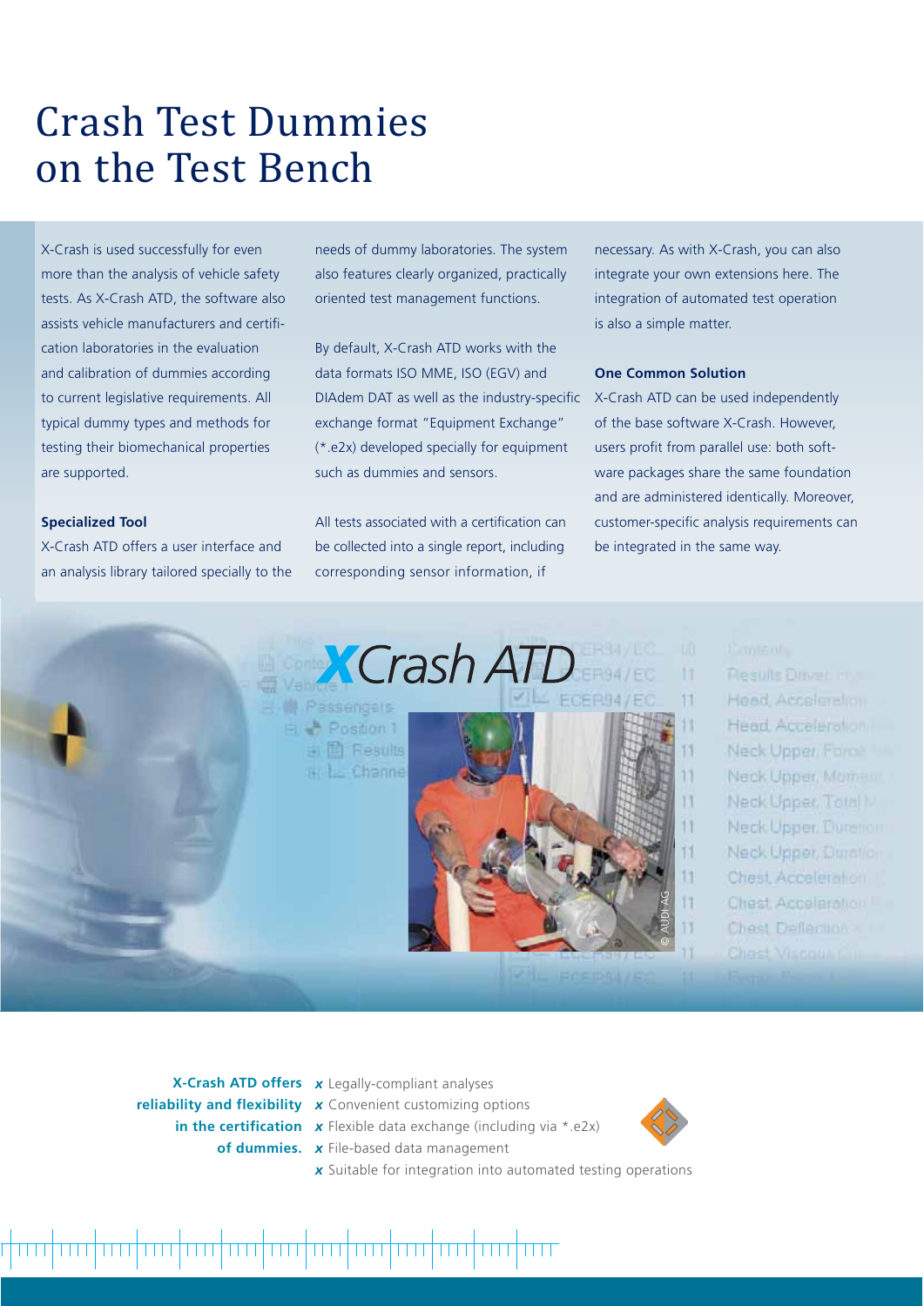# Crash Test Dummies on the Test Bench

X-Crash is used successfully for even more than the analysis of vehicle safety tests. As X-Crash ATD, the software also assists vehicle manufacturers and certification laboratories in the evaluation and calibration of dummies according to current legislative requirements. All typical dummy types and methods for testing their biomechanical properties are supported.

### Specialized Tool

X-Crash ATD offers a user interface and an analysis library tailored specially to the needs of dummy laboratories. The system also features clearly organized, practically oriented test management functions.

By default, X-Crash ATD works with the data formats ISO MME, ISO (EGV) and DIAdem DAT as well as the industry-specific exchange format "Equipment Exchange" (*.e2x) developed specially for equipment such as dummies and sensors.

All tests associated with a certification can be collected into a single report, including corresponding sensor information, if necessary. As with X-Crash, you can also integrate your own extensions here. The integration of automated test operation is also a simple matter.

### One Common Solution

X-Crash ATD can be used independently of the base software X-Crash. However, users profit from parallel use: both software packages share the same foundation and are administered identically. Moreover, customer-specific analysis requirements can be integrated in the same way.

**X-Crash ATD offers reliability and flexibility in the certification of dummies.**

- Legally-compliant analyses
- Convenient customizing options
- Flexible data exchange (including via *.e2x)
- File-based data management
- Suitable for integration into automated testing operations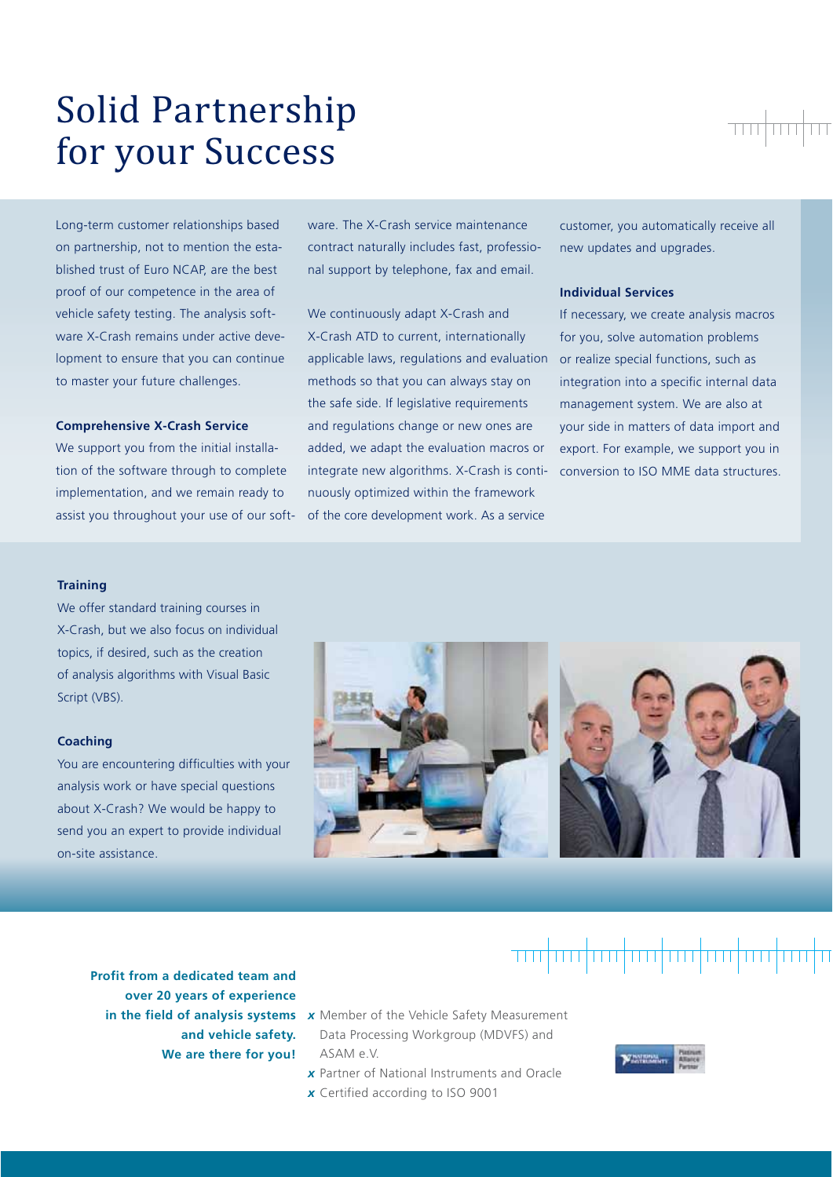# Solid Partnership for your Success

Long-term customer relationships based on partnership, not to mention the established trust of Euro NCAP, are the best proof of our competence in the area of vehicle safety testing. The analysis software X-Crash remains under active development to ensure that you can continue to master your future challenges.

### Comprehensive X-Crash Service

We support you from the initial installation of the software through to complete implementation, and we remain ready to assist you throughout your use of our software. The X-Crash service maintenance contract naturally includes fast, professional support by telephone, fax and email.

We continuously adapt X-Crash and X-Crash ATD to current, internationally applicable laws, regulations and evaluation methods so that you can always stay on the safe side. If legislative requirements and regulations change or new ones are added, we adapt the evaluation macros or integrate new algorithms. X-Crash is continuously optimized within the framework of the core development work. As a service customer, you automatically receive all new updates and upgrades.

### Individual Services

If necessary, we create analysis macros for you, solve automation problems or realize special functions, such as integration into a specific internal data management system. We are also at your side in matters of data import and export. For example, we support you in conversion to ISO MME data structures.

### Training

We offer standard training courses in X-Crash, but we also focus on individual topics, if desired, such as the creation of analysis algorithms with Visual Basic Script (VBS).

### Coaching

You are encountering difficulties with your analysis work or have special questions about X-Crash? We would be happy to send you an expert to provide individual on-site assistance.

**Profit from a dedicated team and over 20 years of experience in the field of analysis systems and vehicle safety. We are there for you!**

- Member of the Vehicle Safety Measurement Data Processing Workgroup (MDVFS) and ASAM e.V.
- Partner of National Instruments and Oracle
- Certified according to ISO 9001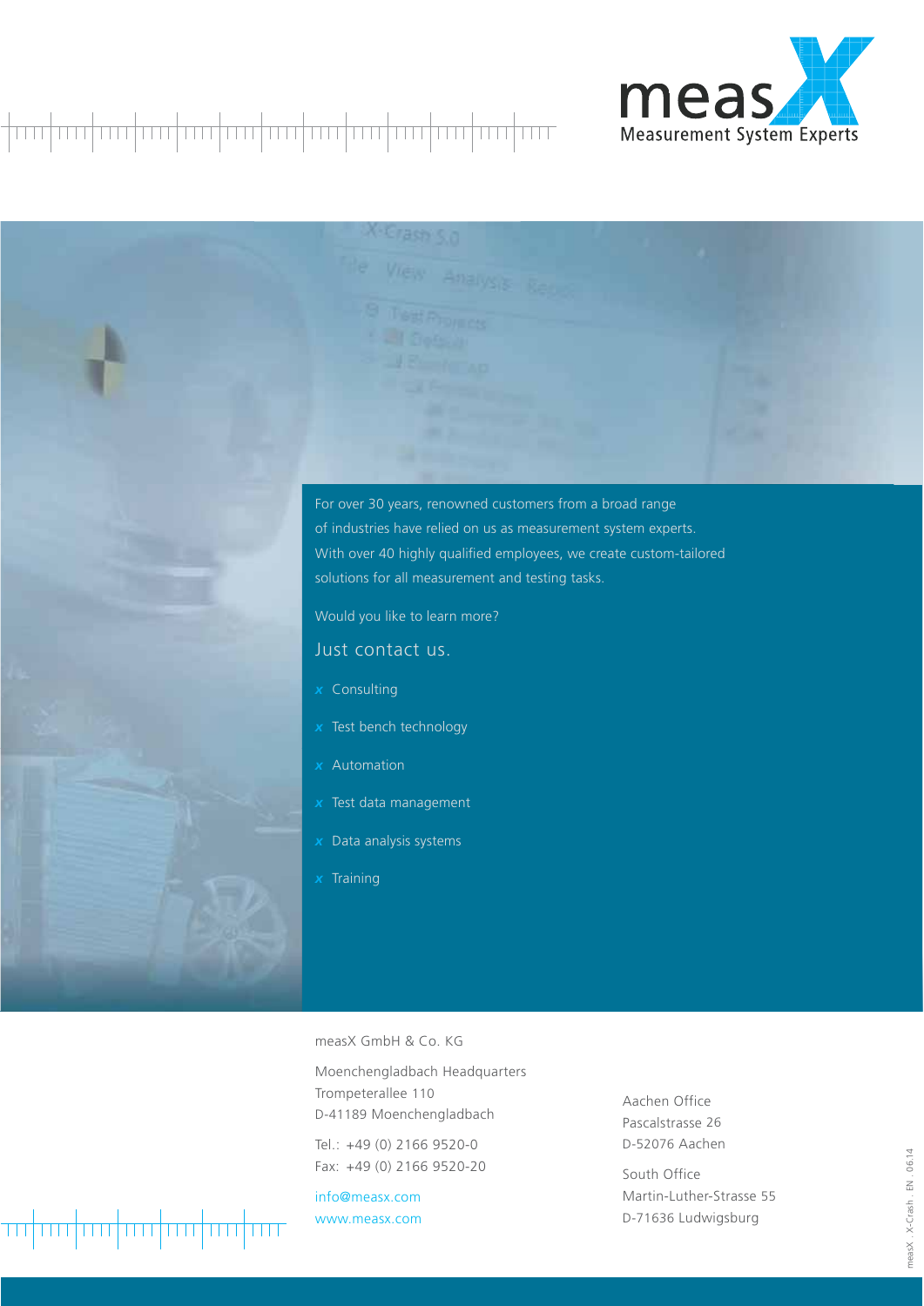measX
Measurement System Experts

For over 30 years, renowned customers from a broad range of industries have relied on us as measurement system experts. With over 40 highly qualified employees, we create custom-tailored solutions for all measurement and testing tasks.

Would you like to learn more?

## Just contact us.

- x Consulting
- x Test bench technology
- x Automation
- x Test data management
- x Data analysis systems
- x Training

measX GmbH & Co. KG

Moenchengladbach Headquarters
Trompeterallee 110
D-41189 Moenchengladbach

Tel.: +49 (0) 2166 9520-0
Fax: +49 (0) 2166 9520-20

info@measx.com
www.measx.com

Aachen Office
Pascalstrasse 26
D-52076 Aachen

South Office
Martin-Luther-Strasse 55
D-71636 Ludwigsburg

measX . X-Crash . EN . 06.14